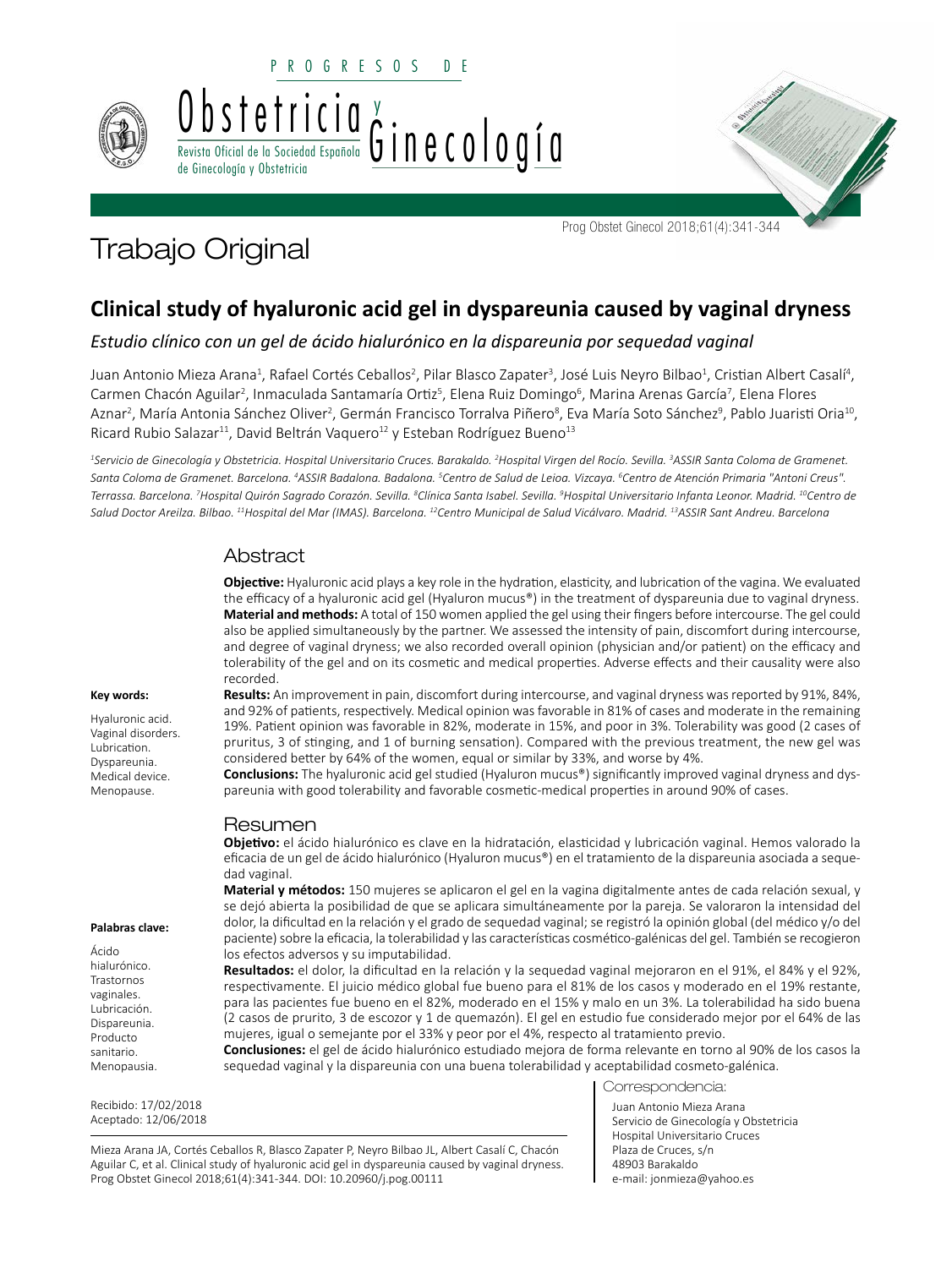# Trabajo Original

## Clinical study of hyaluronic acid gel in dyspareunia caused by vaginal dryness

*Estudio clínico con un gel de ácido hialurónico en la dispareunia por sequedad vaginal*

Juan Antonio Mieza Arana[1], Rafael Cortés Ceballos[2], Pilar Blasco Zapater[3], José Luis Neyro Bilbao[1], Cristian Albert Casalí[4], Carmen Chacón Aguilar[2], Inmaculada Santamaría Ortiz[5], Elena Ruiz Domingo[6], Marina Arenas García[7], Elena Flores Aznar[2], María Antonia Sánchez Oliver[2], Germán Francisco Torralva Piñero[8], Eva María Soto Sánchez[9], Pablo Juaristi Oria[10], Ricard Rubio Salazar[11], David Beltrán Vaquero[12] y Esteban Rodríguez Bueno[13]

*[1]Servicio de Ginecología y Obstetricia. Hospital Universitario Cruces. Barakaldo. [2]Hospital Virgen del Rocío. Sevilla. [3]ASSIR Santa Coloma de Gramenet. Santa Coloma de Gramenet. Barcelona. [4]ASSIR Badalona. Badalona. [5]Centro de Salud de Leioa. Vizcaya. [6]Centro de Atención Primaria "Antoni Creus". Terrassa. Barcelona. [7]Hospital Quirón Sagrado Corazón. Sevilla. [8]Clínica Santa Isabel. Sevilla. [9]Hospital Universitario Infanta Leonor. Madrid. [10]Centro de Salud Doctor Areilza. Bilbao. [11]Hospital del Mar (IMAS). Barcelona. [12]Centro Municipal de Salud Vicálvaro. Madrid. [13]ASSIR Sant Andreu. Barcelona*

### Abstract

**Objective:** Hyaluronic acid plays a key role in the hydration, elasticity, and lubrication of the vagina. We evaluated the efficacy of a hyaluronic acid gel (Hyaluron mucus®) in the treatment of dyspareunia due to vaginal dryness.

**Material and methods:** A total of 150 women applied the gel using their fingers before intercourse. The gel could also be applied simultaneously by the partner. We assessed the intensity of pain, discomfort during intercourse, and degree of vaginal dryness; we also recorded overall opinion (physician and/or patient) on the efficacy and tolerability of the gel and on its cosmetic and medical properties. Adverse effects and their causality were also recorded.

**Results:** An improvement in pain, discomfort during intercourse, and vaginal dryness was reported by 91%, 84%, and 92% of patients, respectively. Medical opinion was favorable in 81% of cases and moderate in the remaining 19%. Patient opinion was favorable in 82%, moderate in 15%, and poor in 3%. Tolerability was good (2 cases of pruritus, 3 of stinging, and 1 of burning sensation). Compared with the previous treatment, the new gel was considered better by 64% of the women, equal or similar by 33%, and worse by 4%.

**Conclusions:** The hyaluronic acid gel studied (Hyaluron mucus®) significantly improved vaginal dryness and dyspareunia with good tolerability and favorable cosmetic-medical properties in around 90% of cases.

**Key words:**

Hyaluronic acid. Vaginal disorders. Lubrication. Dyspareunia. Medical device. Menopause.

### Resumen

**Objetivo:** el ácido hialurónico es clave en la hidratación, elasticidad y lubricación vaginal. Hemos valorado la eficacia de un gel de ácido hialurónico (Hyaluron mucus®) en el tratamiento de la dispareunia asociada a sequedad vaginal.

**Material y métodos:** 150 mujeres se aplicaron el gel en la vagina digitalmente antes de cada relación sexual, y se dejó abierta la posibilidad de que se aplicara simultáneamente por la pareja. Se valoraron la intensidad del dolor, la dificultad en la relación y el grado de sequedad vaginal; se registró la opinión global (del médico y/o del paciente) sobre la eficacia, la tolerabilidad y las características cosmético-galénicas del gel. También se recogieron los efectos adversos y su imputabilidad.

**Resultados:** el dolor, la dificultad en la relación y la sequedad vaginal mejoraron en el 91%, el 84% y el 92%, respectivamente. El juicio médico global fue bueno para el 81% de los casos y moderado en el 19% restante, para las pacientes fue bueno en el 82%, moderado en el 15% y malo en un 3%. La tolerabilidad ha sido buena (2 casos de prurito, 3 de escozor y 1 de quemazón). El gel en estudio fue considerado mejor por el 64% de las mujeres, igual o semejante por el 33% y peor por el 4%, respecto al tratamiento previo.

**Conclusiones:** el gel de ácido hialurónico estudiado mejora de forma relevante en torno al 90% de los casos la sequedad vaginal y la dispareunia con una buena tolerabilidad y aceptabilidad cosmeto-galénica.

**Palabras clave:**

Ácido hialurónico. Trastornos vaginales. Lubricación. Dispareunia. Producto sanitario. Menopausia.

Recibido: 17/02/2018
Aceptado: 12/06/2018

Correspondencia:

Juan Antonio Mieza Arana
Servicio de Ginecología y Obstetricia
Hospital Universitario Cruces
Plaza de Cruces, s/n
48903 Barakaldo
e-mail: jonmieza@yahoo.es

Mieza Arana JA, Cortés Ceballos R, Blasco Zapater P, Neyro Bilbao JL, Albert Casalí C, Chacón Aguilar C, et al. Clinical study of hyaluronic acid gel in dyspareunia caused by vaginal dryness. Prog Obstet Ginecol 2018;61(4):341-344. DOI: 10.20960/j.pog.00111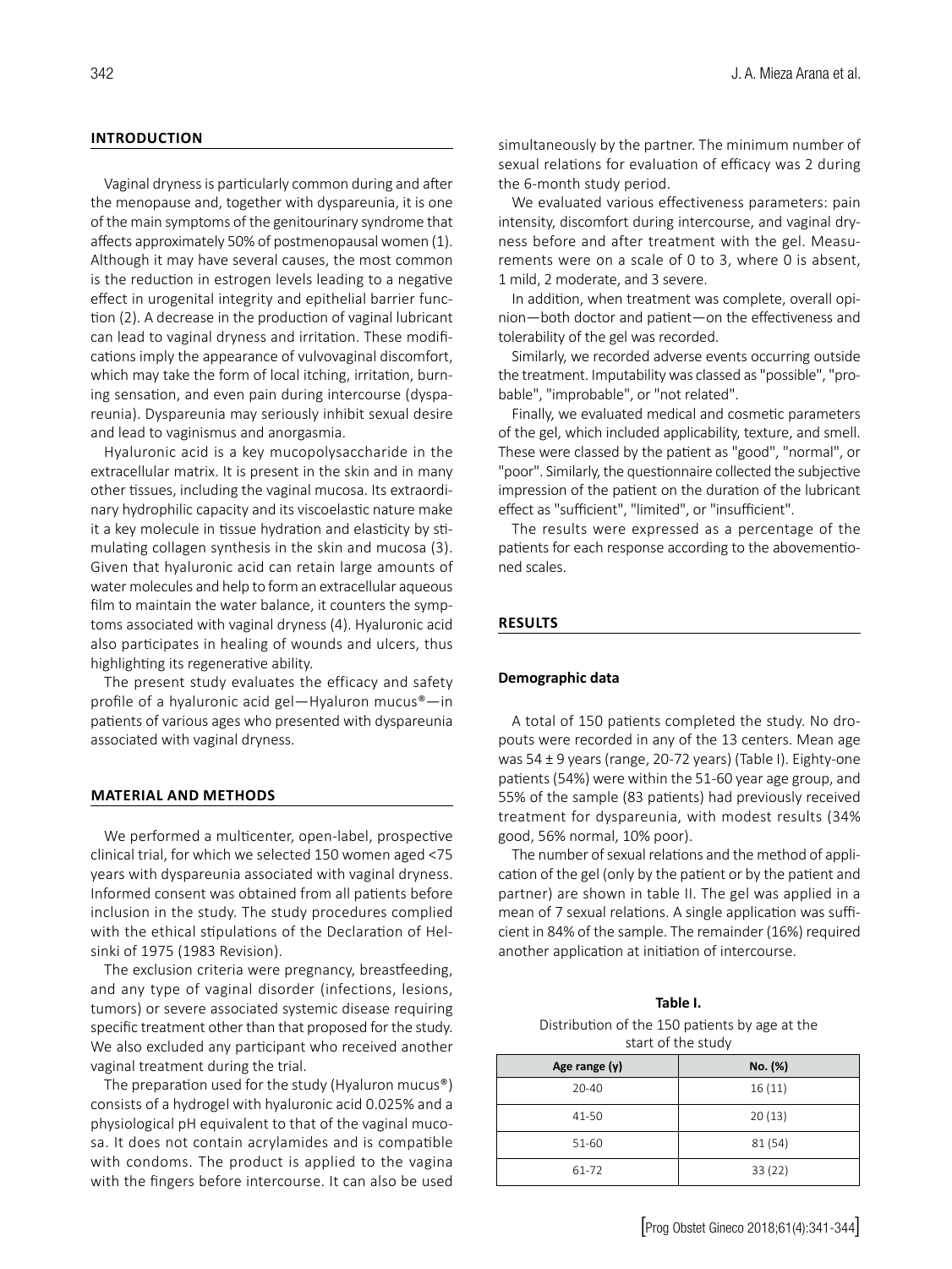## INTRODUCTION

Vaginal dryness is particularly common during and after the menopause and, together with dyspareunia, it is one of the main symptoms of the genitourinary syndrome that affects approximately 50% of postmenopausal women (1). Although it may have several causes, the most common is the reduction in estrogen levels leading to a negative effect in urogenital integrity and epithelial barrier function (2). A decrease in the production of vaginal lubricant can lead to vaginal dryness and irritation. These modifications imply the appearance of vulvovaginal discomfort, which may take the form of local itching, irritation, burning sensation, and even pain during intercourse (dyspareunia). Dyspareunia may seriously inhibit sexual desire and lead to vaginismus and anorgasmia.

Hyaluronic acid is a key mucopolysaccharide in the extracellular matrix. It is present in the skin and in many other tissues, including the vaginal mucosa. Its extraordinary hydrophilic capacity and its viscoelastic nature make it a key molecule in tissue hydration and elasticity by stimulating collagen synthesis in the skin and mucosa (3). Given that hyaluronic acid can retain large amounts of water molecules and help to form an extracellular aqueous film to maintain the water balance, it counters the symptoms associated with vaginal dryness (4). Hyaluronic acid also participates in healing of wounds and ulcers, thus highlighting its regenerative ability.

The present study evaluates the efficacy and safety profile of a hyaluronic acid gel—Hyaluron mucus®—in patients of various ages who presented with dyspareunia associated with vaginal dryness.

## MATERIAL AND METHODS

We performed a multicenter, open-label, prospective clinical trial, for which we selected 150 women aged <75 years with dyspareunia associated with vaginal dryness. Informed consent was obtained from all patients before inclusion in the study. The study procedures complied with the ethical stipulations of the Declaration of Helsinki of 1975 (1983 Revision).

The exclusion criteria were pregnancy, breastfeeding, and any type of vaginal disorder (infections, lesions, tumors) or severe associated systemic disease requiring specific treatment other than that proposed for the study. We also excluded any participant who received another vaginal treatment during the trial.

The preparation used for the study (Hyaluron mucus®) consists of a hydrogel with hyaluronic acid 0.025% and a physiological pH equivalent to that of the vaginal mucosa. It does not contain acrylamides and is compatible with condoms. The product is applied to the vagina with the fingers before intercourse. It can also be used simultaneously by the partner. The minimum number of sexual relations for evaluation of efficacy was 2 during the 6-month study period.

We evaluated various effectiveness parameters: pain intensity, discomfort during intercourse, and vaginal dryness before and after treatment with the gel. Measurements were on a scale of 0 to 3, where 0 is absent, 1 mild, 2 moderate, and 3 severe.

In addition, when treatment was complete, overall opinion—both doctor and patient—on the effectiveness and tolerability of the gel was recorded.

Similarly, we recorded adverse events occurring outside the treatment. Imputability was classed as "possible", "probable", "improbable", or "not related".

Finally, we evaluated medical and cosmetic parameters of the gel, which included applicability, texture, and smell. These were classed by the patient as "good", "normal", or "poor". Similarly, the questionnaire collected the subjective impression of the patient on the duration of the lubricant effect as "sufficient", "limited", or "insufficient".

The results were expressed as a percentage of the patients for each response according to the abovementioned scales.

## RESULTS

### Demographic data

A total of 150 patients completed the study. No dropouts were recorded in any of the 13 centers. Mean age was 54 ± 9 years (range, 20-72 years) (Table I). Eighty-one patients (54%) were within the 51-60 year age group, and 55% of the sample (83 patients) had previously received treatment for dyspareunia, with modest results (34% good, 56% normal, 10% poor).

The number of sexual relations and the method of application of the gel (only by the patient or by the patient and partner) are shown in table II. The gel was applied in a mean of 7 sexual relations. A single application was sufficient in 84% of the sample. The remainder (16%) required another application at initiation of intercourse.

**Table I.**
Distribution of the 150 patients by age at the start of the study

| Age range (y) | No. (%) |
|---|---|
| 20-40 | 16 (11) |
| 41-50 | 20 (13) |
| 51-60 | 81 (54) |
| 61-72 | 33 (22) |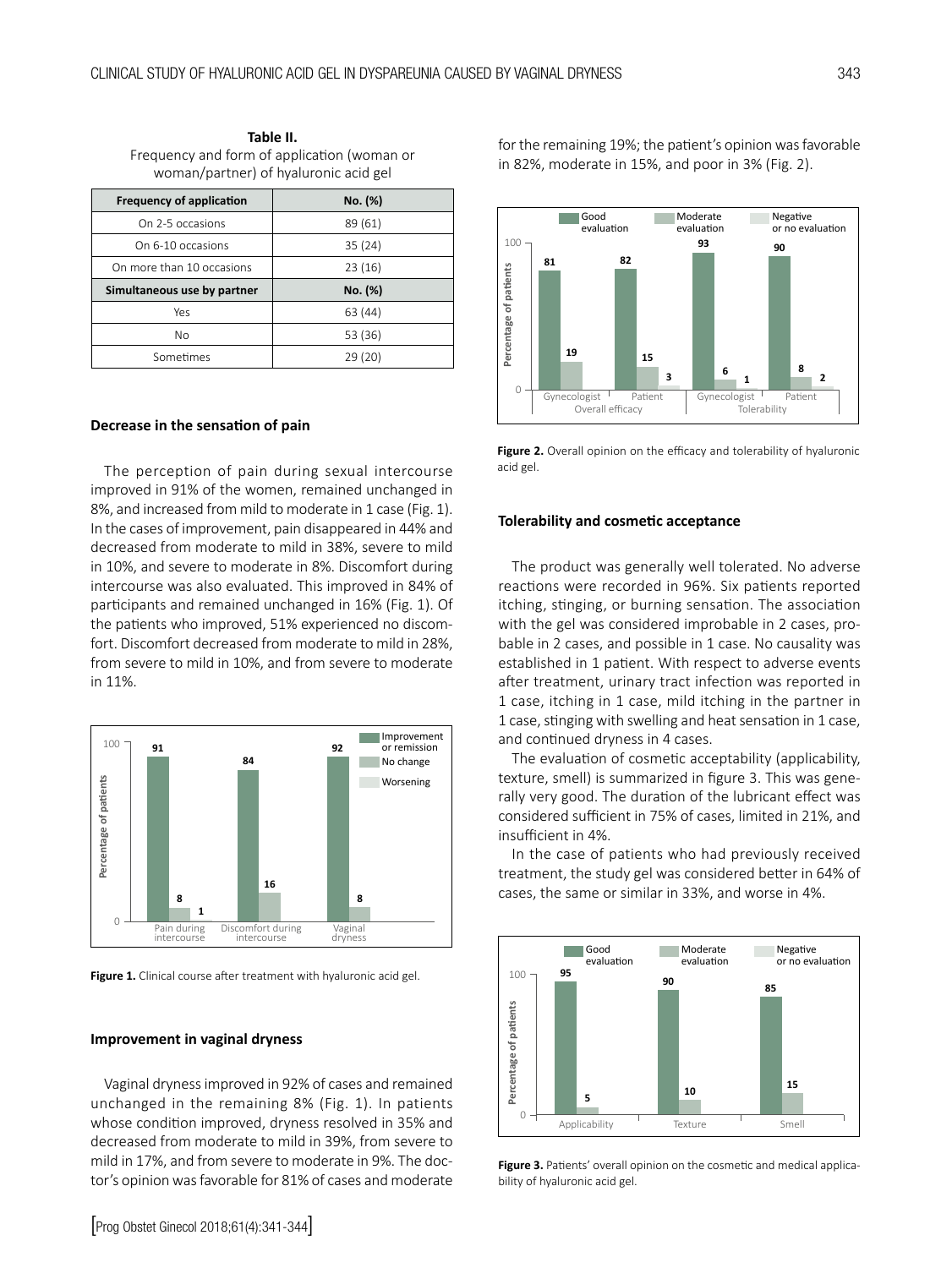**Table II.**
Frequency and form of application (woman or woman/partner) of hyaluronic acid gel

| Frequency of application | No. (%) |
|---|---|
| On 2-5 occasions | 89 (61) |
| On 6-10 occasions | 35 (24) |
| On more than 10 occasions | 23 (16) |
| **Simultaneous use by partner** | **No. (%)** |
| Yes | 63 (44) |
| No | 53 (36) |
| Sometimes | 29 (20) |

### Decrease in the sensation of pain

The perception of pain during sexual intercourse improved in 91% of the women, remained unchanged in 8%, and increased from mild to moderate in 1 case (Fig. 1). In the cases of improvement, pain disappeared in 44% and decreased from moderate to mild in 38%, severe to mild in 10%, and severe to moderate in 8%. Discomfort during intercourse was also evaluated. This improved in 84% of participants and remained unchanged in 16% (Fig. 1). Of the patients who improved, 51% experienced no discomfort. Discomfort decreased from moderate to mild in 28%, from severe to mild in 10%, and from severe to moderate in 11%.

**Figure 1.** Clinical course after treatment with hyaluronic acid gel.

### Improvement in vaginal dryness

Vaginal dryness improved in 92% of cases and remained unchanged in the remaining 8% (Fig. 1). In patients whose condition improved, dryness resolved in 35% and decreased from moderate to mild in 39%, from severe to mild in 17%, and from severe to moderate in 9%. The doctor's opinion was favorable for 81% of cases and moderate for the remaining 19%; the patient's opinion was favorable in 82%, moderate in 15%, and poor in 3% (Fig. 2).

**Figure 2.** Overall opinion on the efficacy and tolerability of hyaluronic acid gel.

### Tolerability and cosmetic acceptance

The product was generally well tolerated. No adverse reactions were recorded in 96%. Six patients reported itching, stinging, or burning sensation. The association with the gel was considered improbable in 2 cases, probable in 2 cases, and possible in 1 case. No causality was established in 1 patient. With respect to adverse events after treatment, urinary tract infection was reported in 1 case, itching in 1 case, mild itching in the partner in 1 case, stinging with swelling and heat sensation in 1 case, and continued dryness in 4 cases.

The evaluation of cosmetic acceptability (applicability, texture, smell) is summarized in figure 3. This was generally very good. The duration of the lubricant effect was considered sufficient in 75% of cases, limited in 21%, and insufficient in 4%.

In the case of patients who had previously received treatment, the study gel was considered better in 64% of cases, the same or similar in 33%, and worse in 4%.

**Figure 3.** Patients' overall opinion on the cosmetic and medical applicability of hyaluronic acid gel.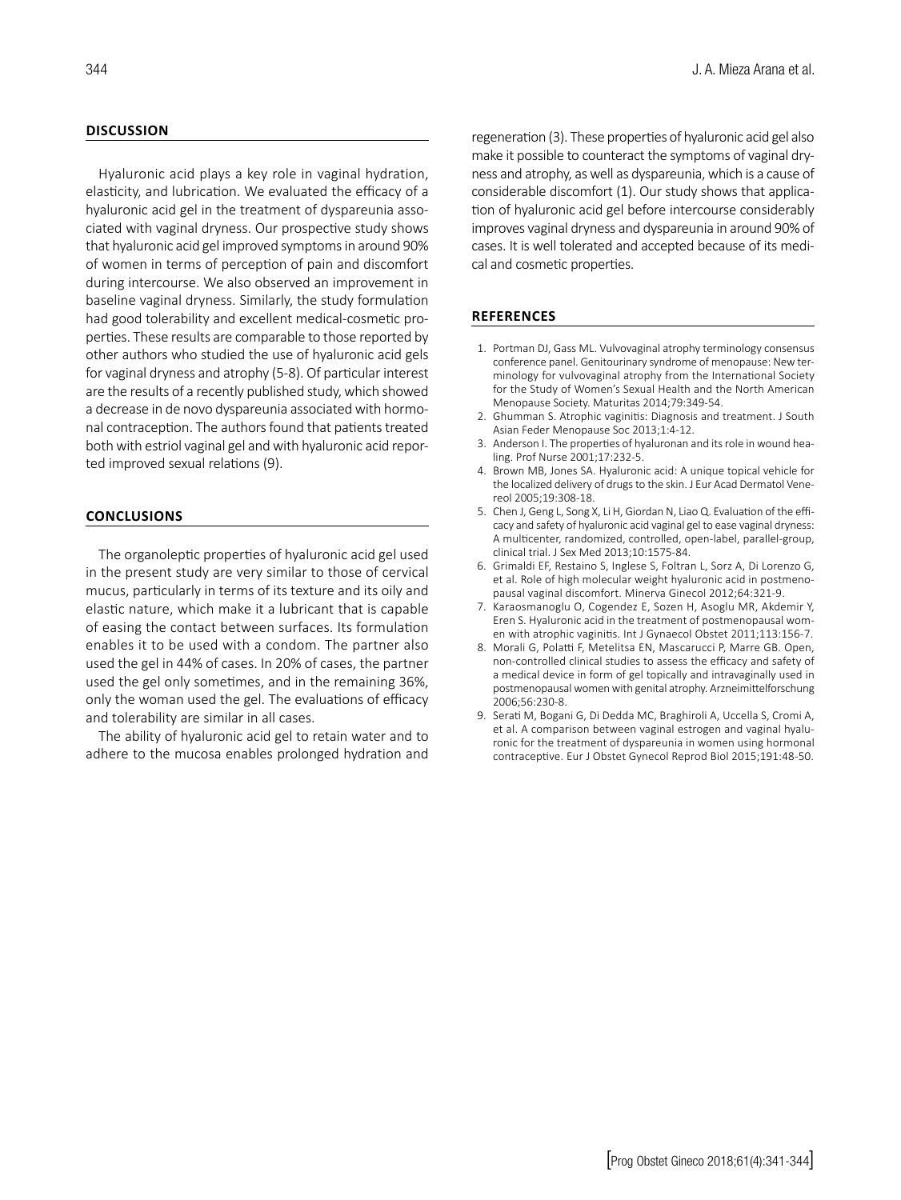## DISCUSSION

Hyaluronic acid plays a key role in vaginal hydration, elasticity, and lubrication. We evaluated the efficacy of a hyaluronic acid gel in the treatment of dyspareunia associated with vaginal dryness. Our prospective study shows that hyaluronic acid gel improved symptoms in around 90% of women in terms of perception of pain and discomfort during intercourse. We also observed an improvement in baseline vaginal dryness. Similarly, the study formulation had good tolerability and excellent medical-cosmetic properties. These results are comparable to those reported by other authors who studied the use of hyaluronic acid gels for vaginal dryness and atrophy (5-8). Of particular interest are the results of a recently published study, which showed a decrease in de novo dyspareunia associated with hormonal contraception. The authors found that patients treated both with estriol vaginal gel and with hyaluronic acid reported improved sexual relations (9).

## CONCLUSIONS

The organoleptic properties of hyaluronic acid gel used in the present study are very similar to those of cervical mucus, particularly in terms of its texture and its oily and elastic nature, which make it a lubricant that is capable of easing the contact between surfaces. Its formulation enables it to be used with a condom. The partner also used the gel in 44% of cases. In 20% of cases, the partner used the gel only sometimes, and in the remaining 36%, only the woman used the gel. The evaluations of efficacy and tolerability are similar in all cases.

The ability of hyaluronic acid gel to retain water and to adhere to the mucosa enables prolonged hydration and regeneration (3). These properties of hyaluronic acid gel also make it possible to counteract the symptoms of vaginal dryness and atrophy, as well as dyspareunia, which is a cause of considerable discomfort (1). Our study shows that application of hyaluronic acid gel before intercourse considerably improves vaginal dryness and dyspareunia in around 90% of cases. It is well tolerated and accepted because of its medical and cosmetic properties.

## REFERENCES

1. Portman DJ, Gass ML. Vulvovaginal atrophy terminology consensus conference panel. Genitourinary syndrome of menopause: New terminology for vulvovaginal atrophy from the International Society for the Study of Women's Sexual Health and the North American Menopause Society. Maturitas 2014;79:349-54.
2. Ghumman S. Atrophic vaginitis: Diagnosis and treatment. J South Asian Feder Menopause Soc 2013;1:4-12.
3. Anderson I. The properties of hyaluronan and its role in wound healing. Prof Nurse 2001;17:232-5.
4. Brown MB, Jones SA. Hyaluronic acid: A unique topical vehicle for the localized delivery of drugs to the skin. J Eur Acad Dermatol Venereol 2005;19:308-18.
5. Chen J, Geng L, Song X, Li H, Giordan N, Liao Q. Evaluation of the efficacy and safety of hyaluronic acid vaginal gel to ease vaginal dryness: A multicenter, randomized, controlled, open-label, parallel-group, clinical trial. J Sex Med 2013;10:1575-84.
6. Grimaldi EF, Restaino S, Inglese S, Foltran L, Sorz A, Di Lorenzo G, et al. Role of high molecular weight hyaluronic acid in postmenopausal vaginal discomfort. Minerva Ginecol 2012;64:321-9.
7. Karaosmanoglu O, Cogendez E, Sozen H, Asoglu MR, Akdemir Y, Eren S. Hyaluronic acid in the treatment of postmenopausal women with atrophic vaginitis. Int J Gynaecol Obstet 2011;113:156-7.
8. Morali G, Polatti F, Metelitsa EN, Mascarucci P, Marre GB. Open, non-controlled clinical studies to assess the efficacy and safety of a medical device in form of gel topically and intravaginally used in postmenopausal women with genital atrophy. Arzneimittelforschung 2006;56:230-8.
9. Serati M, Bogani G, Di Dedda MC, Braghiroli A, Uccella S, Cromi A, et al. A comparison between vaginal estrogen and vaginal hyaluronic for the treatment of dyspareunia in women using hormonal contraceptive. Eur J Obstet Gynecol Reprod Biol 2015;191:48-50.